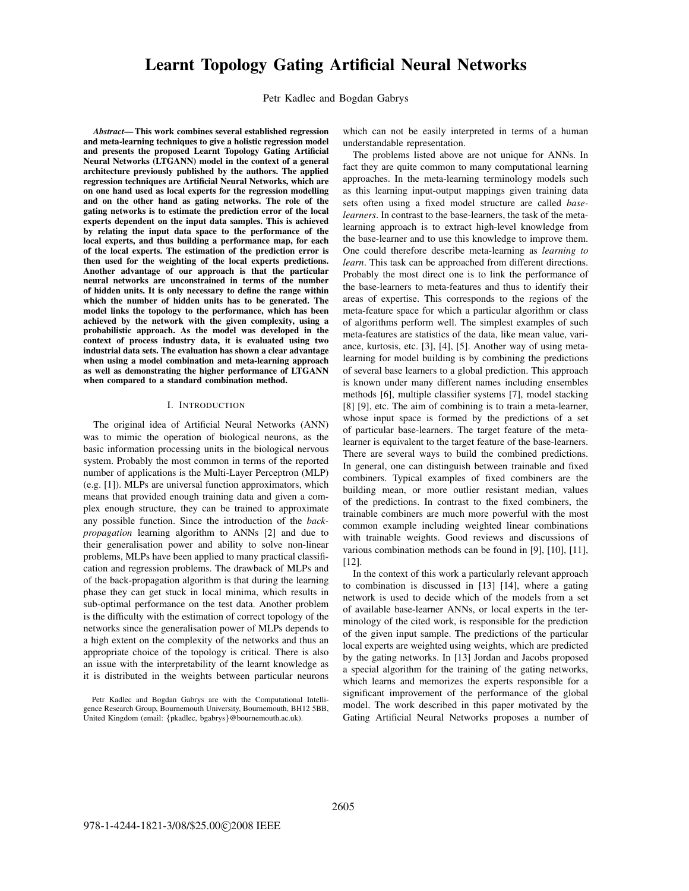# Learnt Topology Gating Artificial Neural Networks

Petr Kadlec and Bogdan Gabrys

***Abstract*— This work combines several established regression and meta-learning techniques to give a holistic regression model and presents the proposed Learnt Topology Gating Artificial Neural Networks (LTGANN) model in the context of a general architecture previously published by the authors. The applied regression techniques are Artificial Neural Networks, which are on one hand used as local experts for the regression modelling and on the other hand as gating networks. The role of the gating networks is to estimate the prediction error of the local experts dependent on the input data samples. This is achieved by relating the input data space to the performance of the local experts, and thus building a performance map, for each of the local experts. The estimation of the prediction error is then used for the weighting of the local experts predictions. Another advantage of our approach is that the particular neural networks are unconstrained in terms of the number of hidden units. It is only necessary to define the range within which the number of hidden units has to be generated. The model links the topology to the performance, which has been achieved by the network with the given complexity, using a probabilistic approach. As the model was developed in the context of process industry data, it is evaluated using two industrial data sets. The evaluation has shown a clear advantage when using a model combination and meta-learning approach as well as demonstrating the higher performance of LTGANN when compared to a standard combination method.**

## I. Introduction

The original idea of Artificial Neural Networks (ANN) was to mimic the operation of biological neurons, as the basic information processing units in the biological nervous system. Probably the most common in terms of the reported number of applications is the Multi-Layer Perceptron (MLP) (e.g. [1]). MLPs are universal function approximators, which means that provided enough training data and given a complex enough structure, they can be trained to approximate any possible function. Since the introduction of the *back-propagation* learning algorithm to ANNs [2] and due to their generalisation power and ability to solve non-linear problems, MLPs have been applied to many practical classification and regression problems. The drawback of MLPs and of the back-propagation algorithm is that during the learning phase they can get stuck in local minima, which results in sub-optimal performance on the test data. Another problem is the difficulty with the estimation of correct topology of the networks since the generalisation power of MLPs depends to a high extent on the complexity of the networks and thus an appropriate choice of the topology is critical. There is also an issue with the interpretability of the learnt knowledge as it is distributed in the weights between particular neurons which can not be easily interpreted in terms of a human understandable representation.

The problems listed above are not unique for ANNs. In fact they are quite common to many computational learning approaches. In the meta-learning terminology models such as this learning input-output mappings given training data sets often using a fixed model structure are called *base-learners*. In contrast to the base-learners, the task of the meta-learning approach is to extract high-level knowledge from the base-learner and to use this knowledge to improve them. One could therefore describe meta-learning as *learning to learn*. This task can be approached from different directions. Probably the most direct one is to link the performance of the base-learners to meta-features and thus to identify their areas of expertise. This corresponds to the regions of the meta-feature space for which a particular algorithm or class of algorithms perform well. The simplest examples of such meta-features are statistics of the data, like mean value, variance, kurtosis, etc. [3], [4], [5]. Another way of using meta-learning for model building is by combining the predictions of several base learners to a global prediction. This approach is known under many different names including ensembles methods [6], multiple classifier systems [7], model stacking [8] [9], etc. The aim of combining is to train a meta-learner, whose input space is formed by the predictions of a set of particular base-learners. The target feature of the meta-learner is equivalent to the target feature of the base-learners. There are several ways to build the combined predictions. In general, one can distinguish between trainable and fixed combiners. Typical examples of fixed combiners are the building mean, or more outlier resistant median, values of the predictions. In contrast to the fixed combiners, the trainable combiners are much more powerful with the most common example including weighted linear combinations with trainable weights. Good reviews and discussions of various combination methods can be found in [9], [10], [11], [12].

In the context of this work a particularly relevant approach to combination is discussed in [13] [14], where a gating network is used to decide which of the models from a set of available base-learner ANNs, or local experts in the terminology of the cited work, is responsible for the prediction of the given input sample. The predictions of the particular local experts are weighted using weights, which are predicted by the gating networks. In [13] Jordan and Jacobs proposed a special algorithm for the training of the gating networks, which learns and memorizes the experts responsible for a significant improvement of the performance of the global model. The work described in this paper motivated by the Gating Artificial Neural Networks proposes a number of

Petr Kadlec and Bogdan Gabrys are with the Computational Intelligence Research Group, Bournemouth University, Bournemouth, BH12 5BB, United Kingdom (email: {pkadlec, bgabrys}@bournemouth.ac.uk).

978-1-4244-1821-3/08/$25.00 ©2008 IEEE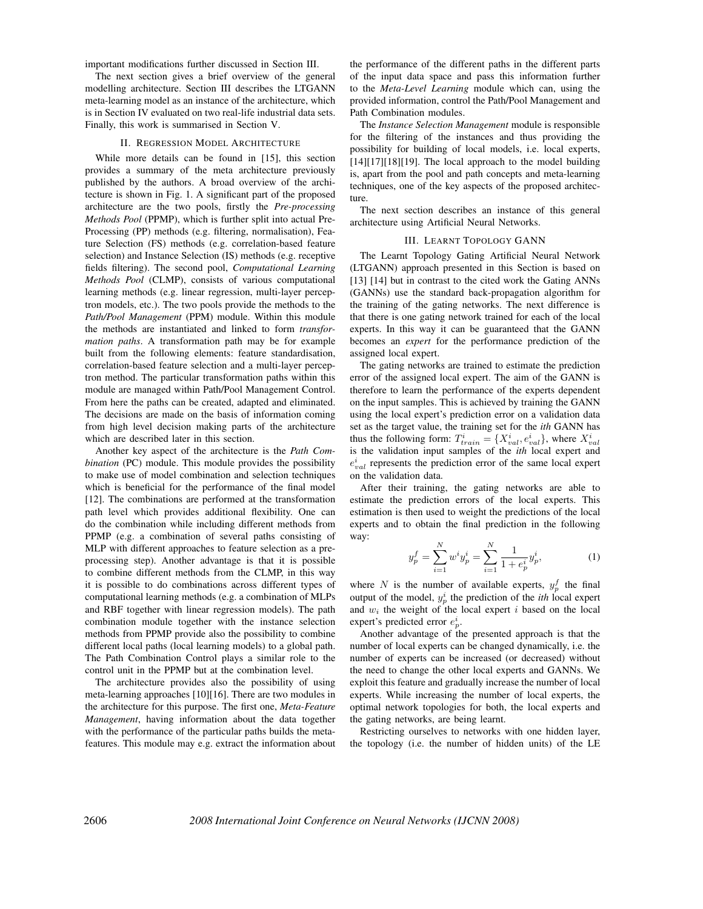important modifications further discussed in Section III.

The next section gives a brief overview of the general modelling architecture. Section III describes the LTGANN meta-learning model as an instance of the architecture, which is in Section IV evaluated on two real-life industrial data sets. Finally, this work is summarised in Section V.

## II. Regression Model Architecture

While more details can be found in [15], this section provides a summary of the meta architecture previously published by the authors. A broad overview of the architecture is shown in Fig. 1. A significant part of the proposed architecture are the two pools, firstly the *Pre-processing Methods Pool* (PPMP), which is further split into actual Pre-Processing (PP) methods (e.g. filtering, normalisation), Feature Selection (FS) methods (e.g. correlation-based feature selection) and Instance Selection (IS) methods (e.g. receptive fields filtering). The second pool, *Computational Learning Methods Pool* (CLMP), consists of various computational learning methods (e.g. linear regression, multi-layer perceptron models, etc.). The two pools provide the methods to the *Path/Pool Management* (PPM) module. Within this module the methods are instantiated and linked to form *transformation paths*. A transformation path may be for example built from the following elements: feature standardisation, correlation-based feature selection and a multi-layer perceptron method. The particular transformation paths within this module are managed within Path/Pool Management Control. From here the paths can be created, adapted and eliminated. The decisions are made on the basis of information coming from high level decision making parts of the architecture which are described later in this section.

Another key aspect of the architecture is the *Path Combination* (PC) module. This module provides the possibility to make use of model combination and selection techniques which is beneficial for the performance of the final model [12]. The combinations are performed at the transformation path level which provides additional flexibility. One can do the combination while including different methods from PPMP (e.g. a combination of several paths consisting of MLP with different approaches to feature selection as a preprocessing step). Another advantage is that it is possible to combine different methods from the CLMP, in this way it is possible to do combinations across different types of computational learning methods (e.g. a combination of MLPs and RBF together with linear regression models). The path combination module together with the instance selection methods from PPMP provide also the possibility to combine different local paths (local learning models) to a global path. The Path Combination Control plays a similar role to the control unit in the PPMP but at the combination level.

The architecture provides also the possibility of using meta-learning approaches [10][16]. There are two modules in the architecture for this purpose. The first one, *Meta-Feature Management*, having information about the data together with the performance of the particular paths builds the meta-features. This module may e.g. extract the information about the performance of the different paths in the different parts of the input data space and pass this information further to the *Meta-Level Learning* module which can, using the provided information, control the Path/Pool Management and Path Combination modules.

The *Instance Selection Management* module is responsible for the filtering of the instances and thus providing the possibility for building of local models, i.e. local experts, [14][17][18][19]. The local approach to the model building is, apart from the pool and path concepts and meta-learning techniques, one of the key aspects of the proposed architecture.

The next section describes an instance of this general architecture using Artificial Neural Networks.

## III. Learnt Topology GANN

The Learnt Topology Gating Artificial Neural Network (LTGANN) approach presented in this Section is based on [13] [14] but in contrast to the cited work the Gating ANNs (GANNs) use the standard back-propagation algorithm for the training of the gating networks. The next difference is that there is one gating network trained for each of the local experts. In this way it can be guaranteed that the GANN becomes an *expert* for the performance prediction of the assigned local expert.

The gating networks are trained to estimate the prediction error of the assigned local expert. The aim of the GANN is therefore to learn the performance of the experts dependent on the input samples. This is achieved by training the GANN using the local expert's prediction error on a validation data set as the target value, the training set for the *ith* GANN has thus the following form: $T^i_{train} = \{X^i_{val}, e^i_{val}\}$, where $X^i_{val}$ is the validation input samples of the *ith* local expert and $e^i_{val}$ represents the prediction error of the same local expert on the validation data.

After their training, the gating networks are able to estimate the prediction errors of the local experts. This estimation is then used to weight the predictions of the local experts and to obtain the final prediction in the following way:

$$y^f_p = \sum_{i=1}^{N} w^i y^i_p = \sum_{i=1}^{N} \frac{1}{1 + e^i_p} y^i_p, \qquad (1)$$

where $N$ is the number of available experts, $y^f_p$ the final output of the model, $y^i_p$ the prediction of the *ith* local expert and $w_i$ the weight of the local expert $i$ based on the local expert's predicted error $e^i_p$.

Another advantage of the presented approach is that the number of local experts can be changed dynamically, i.e. the number of experts can be increased (or decreased) without the need to change the other local experts and GANNs. We exploit this feature and gradually increase the number of local experts. While increasing the number of local experts, the optimal network topologies for both, the local experts and the gating networks, are being learnt.

Restricting ourselves to networks with one hidden layer, the topology (i.e. the number of hidden units) of the LE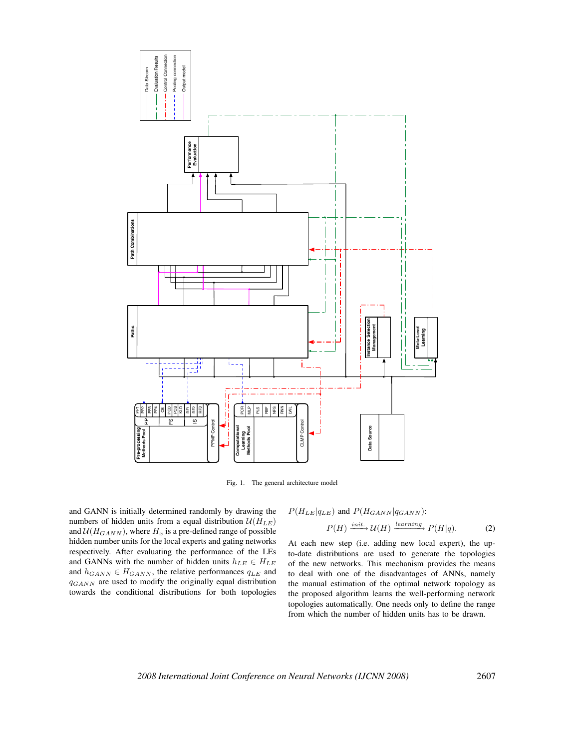Fig. 1. The general architecture model

and GANN is initially determined randomly by drawing the numbers of hidden units from a equal distribution $\mathcal{U}(H_{LE})$ and $\mathcal{U}(H_{GANN})$, where $H_x$ is a pre-defined range of possible hidden number units for the local experts and gating networks respectively. After evaluating the performance of the LEs and GANNs with the number of hidden units $h_{LE} \in H_{LE}$ and $h_{GANN} \in H_{GANN}$, the relative performances $q_{LE}$ and $q_{GANN}$ are used to modify the originally equal distribution towards the conditional distributions for both topologies $P(H_{LE}|q_{LE})$ and $P(H_{GANN}|q_{GANN})$:

$$P(H) \xrightarrow{init.} \mathcal{U}(H) \xrightarrow{learning} P(H|q). \tag{2}$$

At each new step (i.e. adding new local expert), the up-to-date distributions are used to generate the topologies of the new networks. This mechanism provides the means to deal with one of the disadvantages of ANNs, namely the manual estimation of the optimal network topology as the proposed algorithm learns the well-performing network topologies automatically. One needs only to define the range from which the number of hidden units has to be drawn.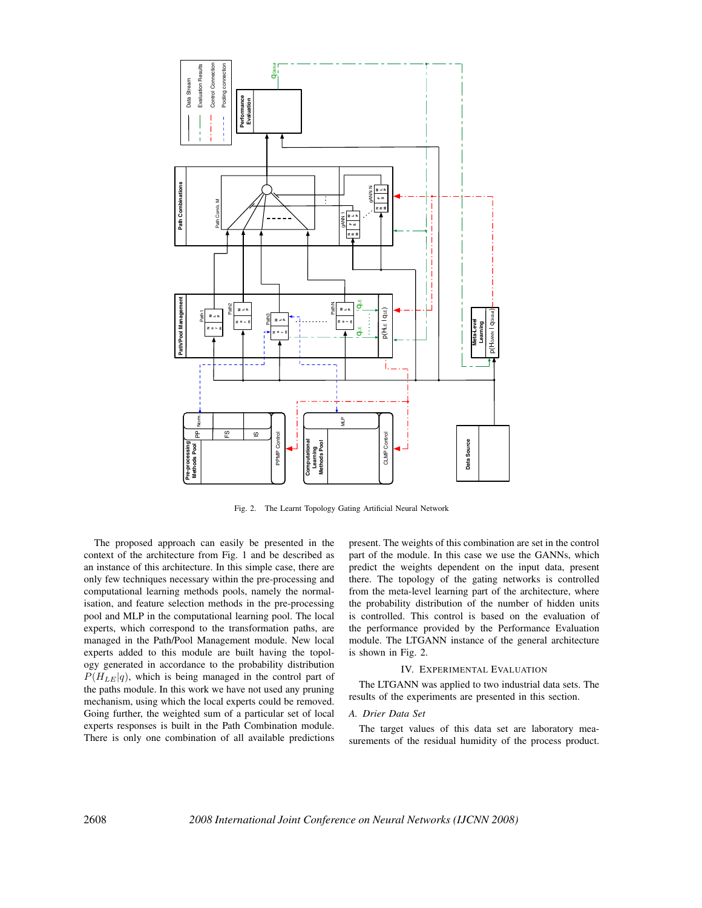Performance Evaluation

$q_{Global}$

Data Stream

Evaluation Results

Control Connection

Pooling connection

Path Combinations

Path Comb. M

gANN 1

gANN N

Path/Pool Management

Path1

Path2

Path3

PathN

$q_{LE}$

$p(H_{LE} | q_{LE})$

Meta-Level Learning

$p(H_{GANN} | q_{Global})$

Pre-processing Methods Pool

PP

Norm.

FS

IS

PPMP Control

Computational Learning Methods Pool

MLP

CLMP Control

Data Source

Fig. 2. The Learnt Topology Gating Artificial Neural Network

The proposed approach can easily be presented in the context of the architecture from Fig. 1 and be described as an instance of this architecture. In this simple case, there are only few techniques necessary within the pre-processing and computational learning methods pools, namely the normalisation, and feature selection methods in the pre-processing pool and MLP in the computational learning pool. The local experts, which correspond to the transformation paths, are managed in the Path/Pool Management module. New local experts added to this module are built having the topology generated in accordance to the probability distribution $P(H_{LE}|q)$, which is being managed in the control part of the paths module. In this work we have not used any pruning mechanism, using which the local experts could be removed. Going further, the weighted sum of a particular set of local experts responses is built in the Path Combination module. There is only one combination of all available predictions present. The weights of this combination are set in the control part of the module. In this case we use the GANNs, which predict the weights dependent on the input data, present there. The topology of the gating networks is controlled from the meta-level learning part of the architecture, where the probability distribution of the number of hidden units is controlled. This control is based on the evaluation of the performance provided by the Performance Evaluation module. The LTGANN instance of the general architecture is shown in Fig. 2.

## IV. Experimental Evaluation

The LTGANN was applied to two industrial data sets. The results of the experiments are presented in this section.

### A. *Drier Data Set*

The target values of this data set are laboratory measurements of the residual humidity of the process product.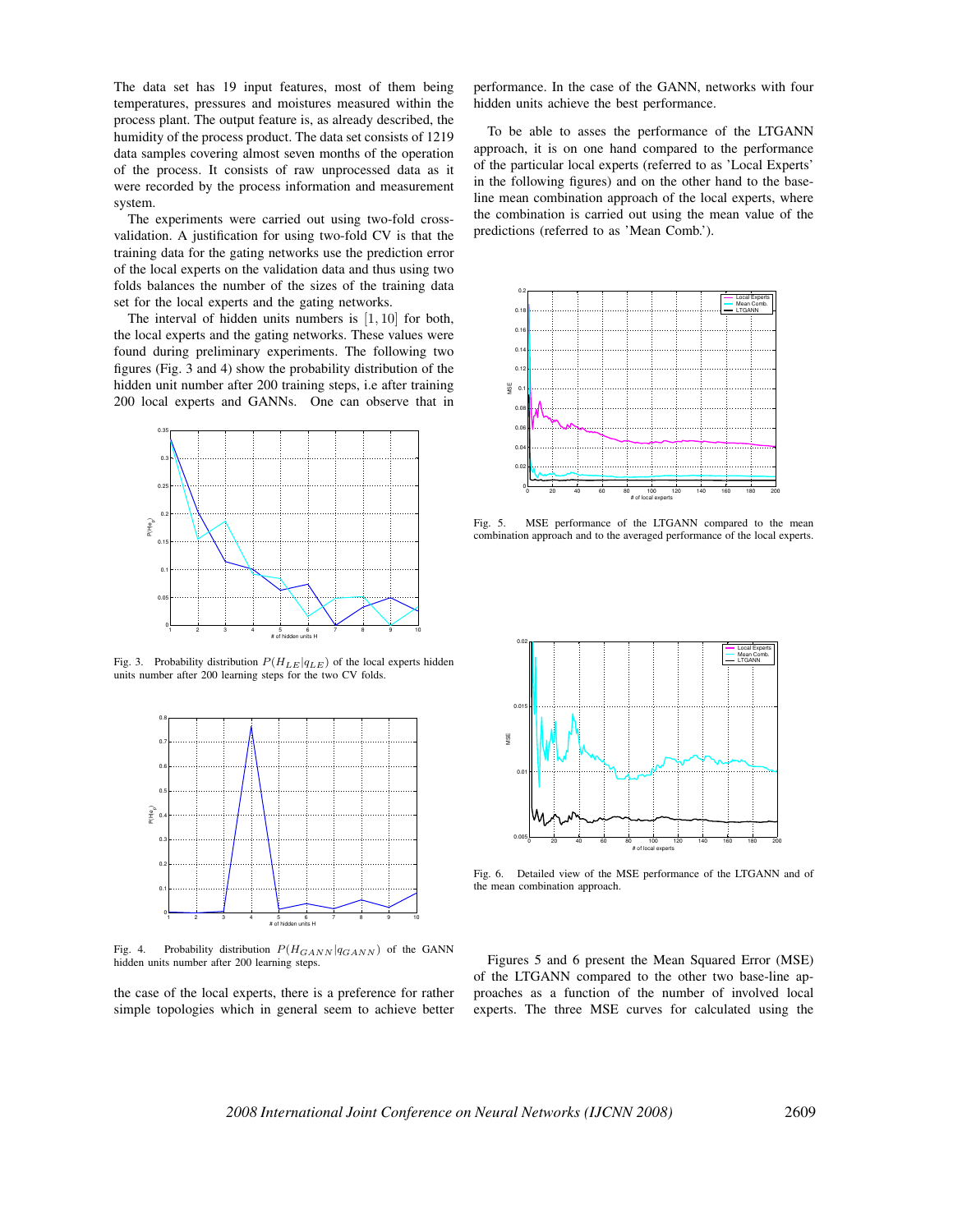The data set has 19 input features, most of them being temperatures, pressures and moistures measured within the process plant. The output feature is, as already described, the humidity of the process product. The data set consists of 1219 data samples covering almost seven months of the operation of the process. It consists of raw unprocessed data as it were recorded by the process information and measurement system.

The experiments were carried out using two-fold cross-validation. A justification for using two-fold CV is that the training data for the gating networks use the prediction error of the local experts on the validation data and thus using two folds balances the number of the sizes of the training data set for the local experts and the gating networks.

The interval of hidden units numbers is $[1, 10]$ for both, the local experts and the gating networks. These values were found during preliminary experiments. The following two figures (Fig. 3 and 4) show the probability distribution of the hidden unit number after 200 training steps, i.e after training 200 local experts and GANNs. One can observe that in the case of the local experts, there is a preference for rather simple topologies which in general seem to achieve better performance. In the case of the GANN, networks with four hidden units achieve the best performance.

Fig. 3. Probability distribution $P(H_{LE}|q_{LE})$ of the local experts hidden units number after 200 learning steps for the two CV folds.

Fig. 4. Probability distribution $P(H_{GANN}|q_{GANN})$ of the GANN hidden units number after 200 learning steps.

To be able to asses the performance of the LTGANN approach, it is on one hand compared to the performance of the particular local experts (referred to as 'Local Experts' in the following figures) and on the other hand to the base-line mean combination approach of the local experts, where the combination is carried out using the mean value of the predictions (referred to as 'Mean Comb.').

Fig. 5. MSE performance of the LTGANN compared to the mean combination approach and to the averaged performance of the local experts.

Fig. 6. Detailed view of the MSE performance of the LTGANN and of the mean combination approach.

Figures 5 and 6 present the Mean Squared Error (MSE) of the LTGANN compared to the other two base-line approaches as a function of the number of involved local experts. The three MSE curves for calculated using the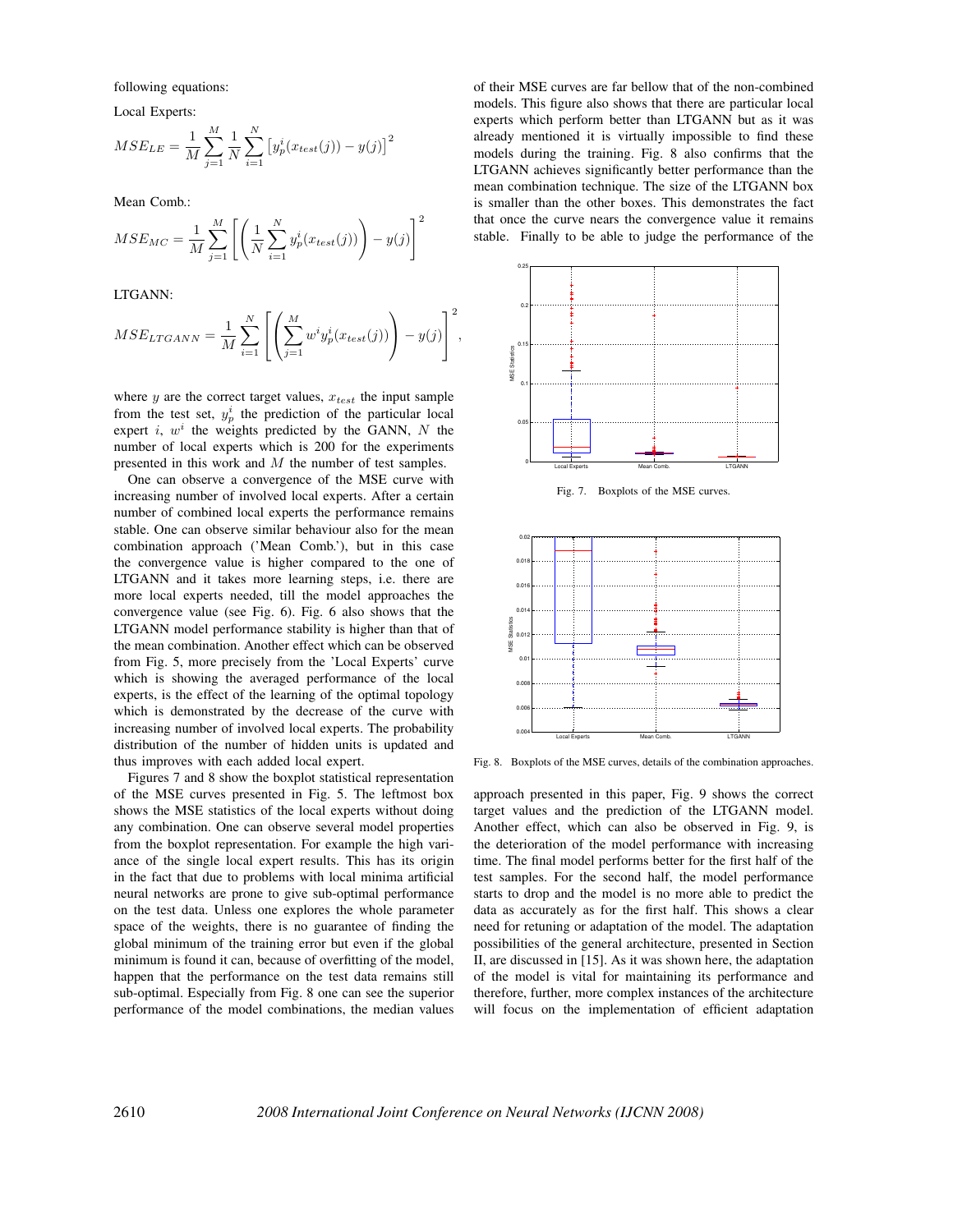following equations:

Local Experts:

$$MSE_{LE} = \frac{1}{M}\sum_{j=1}^{M}\frac{1}{N}\sum_{i=1}^{N}\left[y_p^i(x_{test}(j)) - y(j)\right]^2$$

Mean Comb.:

$$MSE_{MC} = \frac{1}{M}\sum_{j=1}^{M}\left[\left(\frac{1}{N}\sum_{i=1}^{N}y_p^i(x_{test}(j))\right) - y(j)\right]^2$$

LTGANN:

$$MSE_{LTGANN} = \frac{1}{M}\sum_{i=1}^{N}\left[\left(\sum_{j=1}^{M}w^i y_p^i(x_{test}(j))\right) - y(j)\right]^2,$$

where $y$ are the correct target values, $x_{test}$ the input sample from the test set, $y_p^i$ the prediction of the particular local expert $i$, $w^i$ the weights predicted by the GANN, $N$ the number of local experts which is 200 for the experiments presented in this work and $M$ the number of test samples.

One can observe a convergence of the MSE curve with increasing number of involved local experts. After a certain number of combined local experts the performance remains stable. One can observe similar behaviour also for the mean combination approach ('Mean Comb.'), but in this case the convergence value is higher compared to the one of LTGANN and it takes more learning steps, i.e. there are more local experts needed, till the model approaches the convergence value (see Fig. 6). Fig. 6 also shows that the LTGANN model performance stability is higher than that of the mean combination. Another effect which can be observed from Fig. 5, more precisely from the 'Local Experts' curve which is showing the averaged performance of the local experts, is the effect of the learning of the optimal topology which is demonstrated by the decrease of the curve with increasing number of involved local experts. The probability distribution of the number of hidden units is updated and thus improves with each added local expert.

Figures 7 and 8 show the boxplot statistical representation of the MSE curves presented in Fig. 5. The leftmost box shows the MSE statistics of the local experts without doing any combination. One can observe several model properties from the boxplot representation. For example the high variance of the single local expert results. This has its origin in the fact that due to problems with local minima artificial neural networks are prone to give sub-optimal performance on the test data. Unless one explores the whole parameter space of the weights, there is no guarantee of finding the global minimum of the training error but even if the global minimum is found it can, because of overfitting of the model, happen that the performance on the test data remains still sub-optimal. Especially from Fig. 8 one can see the superior performance of the model combinations, the median values of their MSE curves are far bellow that of the non-combined models. This figure also shows that there are particular local experts which perform better than LTGANN but as it was already mentioned it is virtually impossible to find these models during the training. Fig. 8 also confirms that the LTGANN achieves significantly better performance than the mean combination technique. The size of the LTGANN box is smaller than the other boxes. This demonstrates the fact that once the curve nears the convergence value it remains stable. Finally to be able to judge the performance of the

Fig. 7. Boxplots of the MSE curves.

Fig. 8. Boxplots of the MSE curves, details of the combination approaches.

approach presented in this paper, Fig. 9 shows the correct target values and the prediction of the LTGANN model. Another effect, which can also be observed in Fig. 9, is the deterioration of the model performance with increasing time. The final model performs better for the first half of the test samples. For the second half, the model performance starts to drop and the model is no more able to predict the data as accurately as for the first half. This shows a clear need for retuning or adaptation of the model. The adaptation possibilities of the general architecture, presented in Section II, are discussed in [15]. As it was shown here, the adaptation of the model is vital for maintaining its performance and therefore, further, more complex instances of the architecture will focus on the implementation of efficient adaptation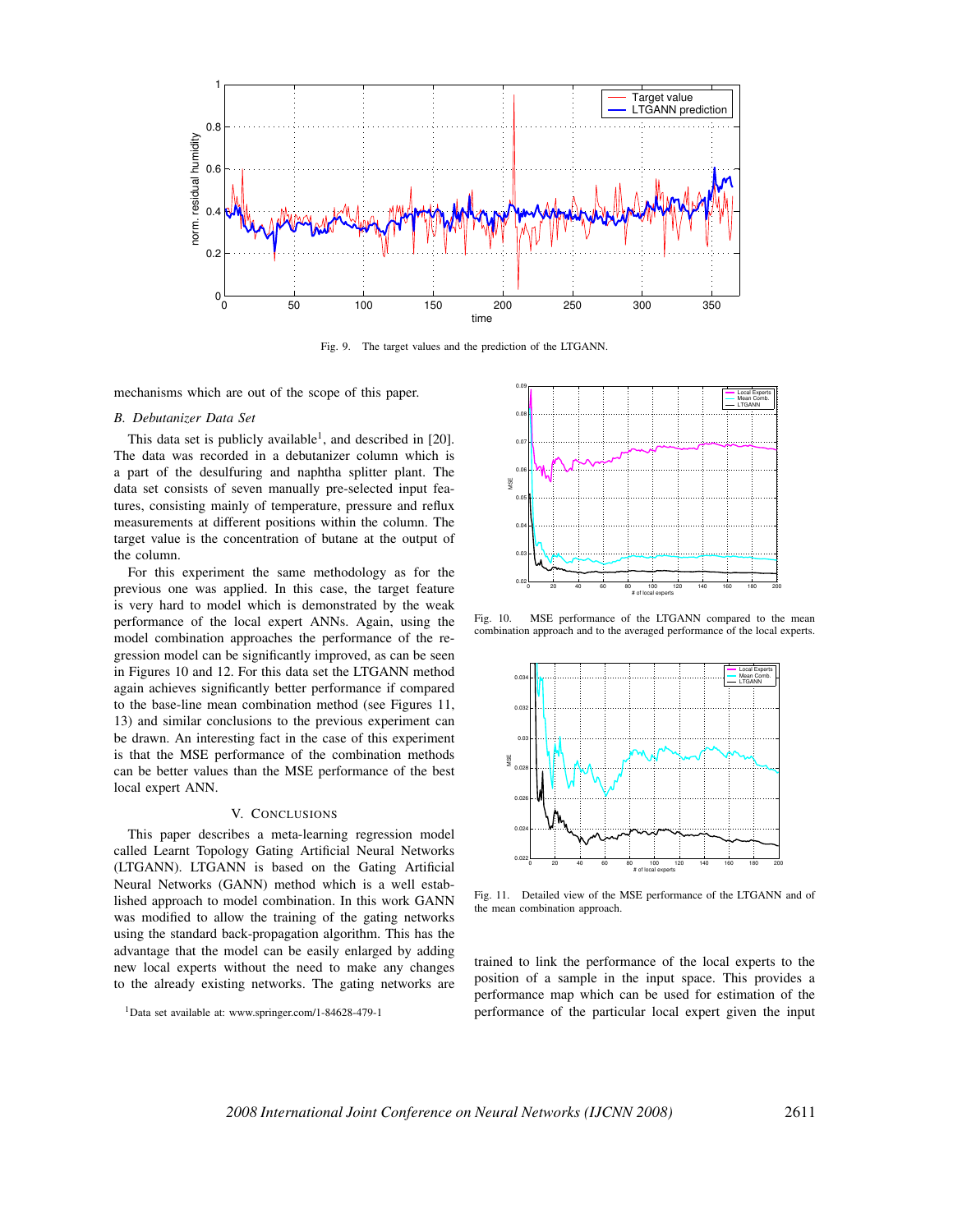Fig. 9. The target values and the prediction of the LTGANN.

mechanisms which are out of the scope of this paper.

### B. Debutanizer Data Set

This data set is publicly available[1], and described in [20]. The data was recorded in a debutanizer column which is a part of the desulfuring and naphtha splitter plant. The data set consists of seven manually pre-selected input features, consisting mainly of temperature, pressure and reflux measurements at different positions within the column. The target value is the concentration of butane at the output of the column.

For this experiment the same methodology as for the previous one was applied. In this case, the target feature is very hard to model which is demonstrated by the weak performance of the local expert ANNs. Again, using the model combination approaches the performance of the regression model can be significantly improved, as can be seen in Figures 10 and 12. For this data set the LTGANN method again achieves significantly better performance if compared to the base-line mean combination method (see Figures 11, 13) and similar conclusions to the previous experiment can be drawn. An interesting fact in the case of this experiment is that the MSE performance of the combination methods can be better values than the MSE performance of the best local expert ANN.

## V. Conclusions

This paper describes a meta-learning regression model called Learnt Topology Gating Artificial Neural Networks (LTGANN). LTGANN is based on the Gating Artificial Neural Networks (GANN) method which is a well established approach to model combination. In this work GANN was modified to allow the training of the gating networks using the standard back-propagation algorithm. This has the advantage that the model can be easily enlarged by adding new local experts without the need to make any changes to the already existing networks. The gating networks are

[1]Data set available at: www.springer.com/1-84628-479-1

Fig. 10. MSE performance of the LTGANN compared to the mean combination approach and to the averaged performance of the local experts.

Fig. 11. Detailed view of the MSE performance of the LTGANN and of the mean combination approach.

trained to link the performance of the local experts to the position of a sample in the input space. This provides a performance map which can be used for estimation of the performance of the particular local expert given the input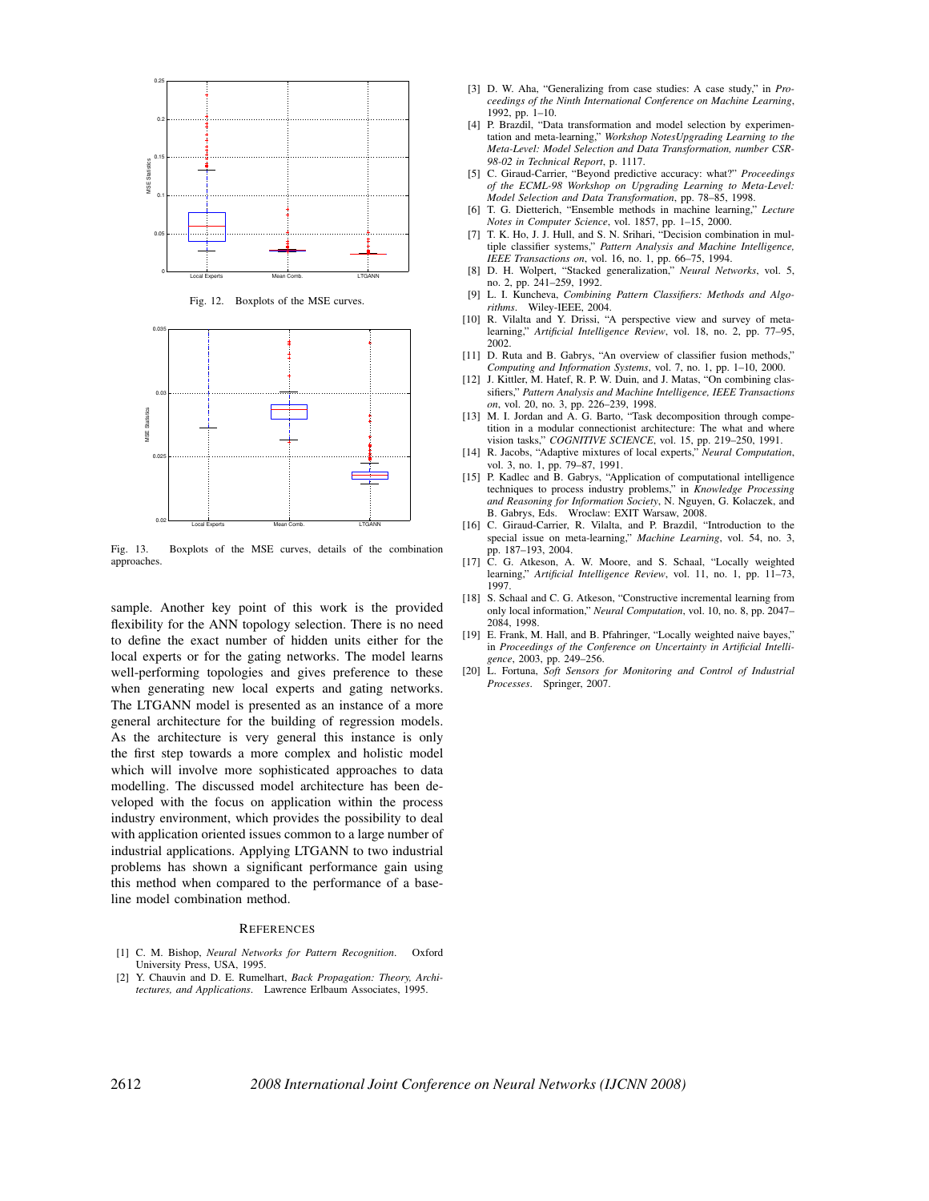0.25

0.2

0.15

0.1

0.05

0

MSE Statistics

Local Experts Mean Comb. LTGANN

Fig. 12. Boxplots of the MSE curves.

0.035

0.03

0.025

0.02

MSE Statistics

Local Experts Mean Comb. LTGANN

Fig. 13. Boxplots of the MSE curves, details of the combination approaches.

sample. Another key point of this work is the provided flexibility for the ANN topology selection. There is no need to define the exact number of hidden units either for the local experts or for the gating networks. The model learns well-performing topologies and gives preference to these when generating new local experts and gating networks. The LTGANN model is presented as an instance of a more general architecture for the building of regression models. As the architecture is very general this instance is only the first step towards a more complex and holistic model which will involve more sophisticated approaches to data modelling. The discussed model architecture has been developed with the focus on application within the process industry environment, which provides the possibility to deal with application oriented issues common to a large number of industrial applications. Applying LTGANN to two industrial problems has shown a significant performance gain using this method when compared to the performance of a baseline model combination method.

## REFERENCES

[1] C. M. Bishop, *Neural Networks for Pattern Recognition*. Oxford University Press, USA, 1995.

[2] Y. Chauvin and D. E. Rumelhart, *Back Propagation: Theory, Architectures, and Applications*. Lawrence Erlbaum Associates, 1995.

[3] D. W. Aha, "Generalizing from case studies: A case study," in *Proceedings of the Ninth International Conference on Machine Learning*, 1992, pp. 1–10.

[4] P. Brazdil, "Data transformation and model selection by experimentation and meta-learning," *Workshop NotesUpgrading Learning to the Meta-Level: Model Selection and Data Transformation, number CSR-98-02 in Technical Report*, p. 1117.

[5] C. Giraud-Carrier, "Beyond predictive accuracy: what?" *Proceedings of the ECML-98 Workshop on Upgrading Learning to Meta-Level: Model Selection and Data Transformation*, pp. 78–85, 1998.

[6] T. G. Dietterich, "Ensemble methods in machine learning," *Lecture Notes in Computer Science*, vol. 1857, pp. 1–15, 2000.

[7] T. K. Ho, J. J. Hull, and S. N. Srihari, "Decision combination in multiple classifier systems," *Pattern Analysis and Machine Intelligence, IEEE Transactions on*, vol. 16, no. 1, pp. 66–75, 1994.

[8] D. H. Wolpert, "Stacked generalization," *Neural Networks*, vol. 5, no. 2, pp. 241–259, 1992.

[9] L. I. Kuncheva, *Combining Pattern Classifiers: Methods and Algorithms*. Wiley-IEEE, 2004.

[10] R. Vilalta and Y. Drissi, "A perspective view and survey of meta-learning," *Artificial Intelligence Review*, vol. 18, no. 2, pp. 77–95, 2002.

[11] D. Ruta and B. Gabrys, "An overview of classifier fusion methods," *Computing and Information Systems*, vol. 7, no. 1, pp. 1–10, 2000.

[12] J. Kittler, M. Hatef, R. P. W. Duin, and J. Matas, "On combining classifiers," *Pattern Analysis and Machine Intelligence, IEEE Transactions on*, vol. 20, no. 3, pp. 226–239, 1998.

[13] M. I. Jordan and A. G. Barto, "Task decomposition through competition in a modular connectionist architecture: The what and where vision tasks," *COGNITIVE SCIENCE*, vol. 15, pp. 219–250, 1991.

[14] R. Jacobs, "Adaptive mixtures of local experts," *Neural Computation*, vol. 3, no. 1, pp. 79–87, 1991.

[15] P. Kadlec and B. Gabrys, "Application of computational intelligence techniques to process industry problems," in *Knowledge Processing and Reasoning for Information Society*, N. Nguyen, G. Kolaczek, and B. Gabrys, Eds. Wroclaw: EXIT Warsaw, 2008.

[16] C. Giraud-Carrier, R. Vilalta, and P. Brazdil, "Introduction to the special issue on meta-learning," *Machine Learning*, vol. 54, no. 3, pp. 187–193, 2004.

[17] C. G. Atkeson, A. W. Moore, and S. Schaal, "Locally weighted learning," *Artificial Intelligence Review*, vol. 11, no. 1, pp. 11–73, 1997.

[18] S. Schaal and C. G. Atkeson, "Constructive incremental learning from only local information," *Neural Computation*, vol. 10, no. 8, pp. 2047–2084, 1998.

[19] E. Frank, M. Hall, and B. Pfahringer, "Locally weighted naive bayes," in *Proceedings of the Conference on Uncertainty in Artificial Intelligence*, 2003, pp. 249–256.

[20] L. Fortuna, *Soft Sensors for Monitoring and Control of Industrial Processes*. Springer, 2007.